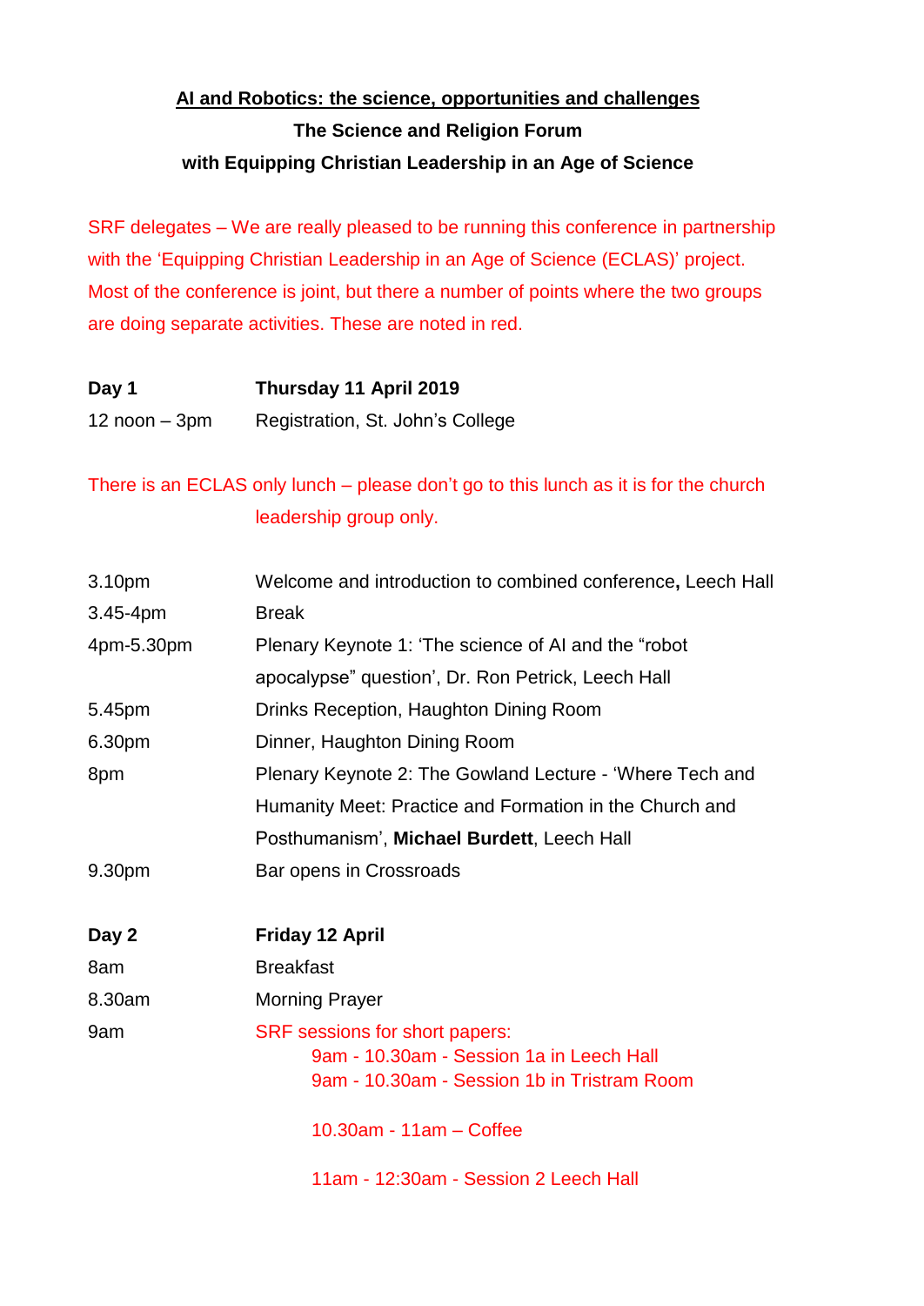**<u>AI and Robotics: the science, opportunities and challenges</u>**

**The Science and Religion Forum**

**with Equipping Christian Leadership in an Age of Science**

SRF delegates – We are really pleased to be running this conference in partnership with the 'Equipping Christian Leadership in an Age of Science (ECLAS)' project. Most of the conference is joint, but there a number of points where the two groups are doing separate activities. These are noted in red.

| **Day 1** | **Thursday 11 April 2019** |
|---|---|
| 12 noon – 3pm | Registration, St. John's College |

There is an ECLAS only lunch – please don't go to this lunch as it is for the church leadership group only.

| | |
|---|---|
| 3.10pm | Welcome and introduction to combined conference**,** Leech Hall |
| 3.45-4pm | Break |
| 4pm-5.30pm | Plenary Keynote 1: 'The science of AI and the "robot apocalypse" question', Dr. Ron Petrick, Leech Hall |
| 5.45pm | Drinks Reception, Haughton Dining Room |
| 6.30pm | Dinner, Haughton Dining Room |
| 8pm | Plenary Keynote 2: The Gowland Lecture - 'Where Tech and Humanity Meet: Practice and Formation in the Church and Posthumanism', **Michael Burdett**, Leech Hall |
| 9.30pm | Bar opens in Crossroads |

| **Day 2** | **Friday 12 April** |
|---|---|
| 8am | Breakfast |
| 8.30am | Morning Prayer |
| 9am | SRF sessions for short papers: |

- 9am - 10.30am - Session 1a in Leech Hall
- 9am - 10.30am - Session 1b in Tristram Room

10.30am - 11am – Coffee

11am - 12:30am - Session 2 Leech Hall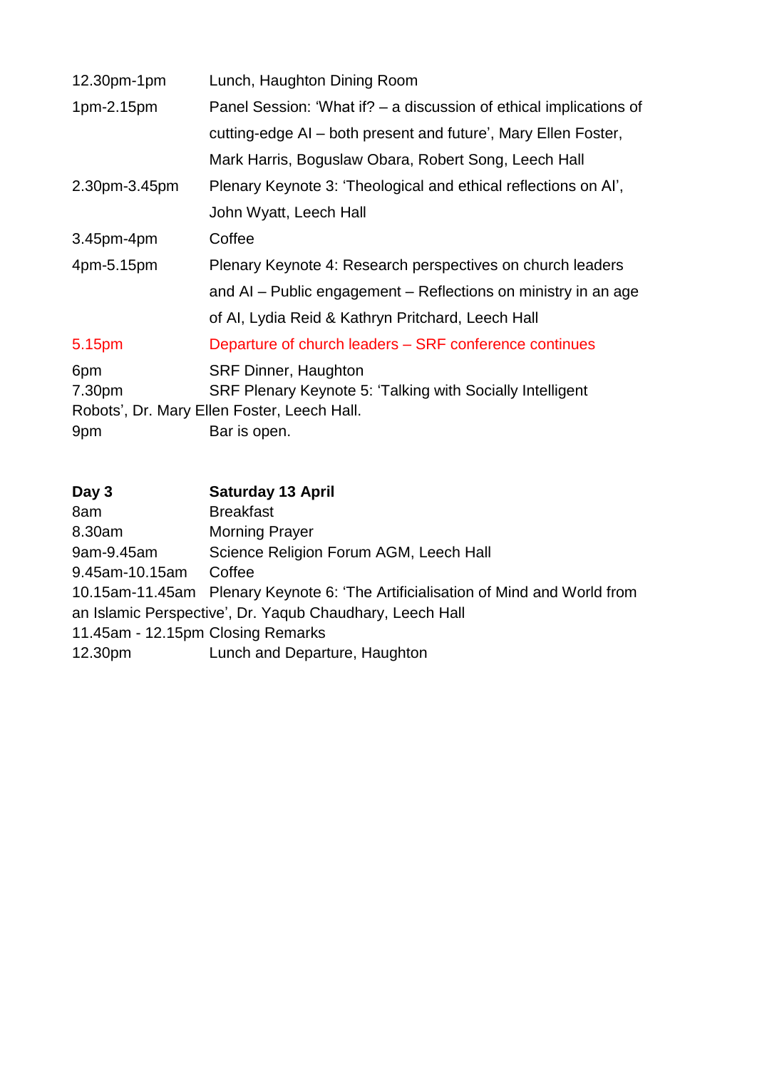| | |
|---|---|
| 12.30pm-1pm | Lunch, Haughton Dining Room |
| 1pm-2.15pm | Panel Session: 'What if? – a discussion of ethical implications of cutting-edge AI – both present and future', Mary Ellen Foster, Mark Harris, Boguslaw Obara, Robert Song, Leech Hall |
| 2.30pm-3.45pm | Plenary Keynote 3: 'Theological and ethical reflections on AI', John Wyatt, Leech Hall |
| 3.45pm-4pm | Coffee |
| 4pm-5.15pm | Plenary Keynote 4: Research perspectives on church leaders and AI – Public engagement – Reflections on ministry in an age of AI, Lydia Reid & Kathryn Pritchard, Leech Hall |
| 5.15pm | Departure of church leaders – SRF conference continues |
| 6pm | SRF Dinner, Haughton |
| 7.30pm | SRF Plenary Keynote 5: 'Talking with Socially Intelligent Robots', Dr. Mary Ellen Foster, Leech Hall. |
| 9pm | Bar is open. |

| **Day 3** | **Saturday 13 April** |
|---|---|
| 8am | Breakfast |
| 8.30am | Morning Prayer |
| 9am-9.45am | Science Religion Forum AGM, Leech Hall |
| 9.45am-10.15am | Coffee |
| 10.15am-11.45am | Plenary Keynote 6: 'The Artificialisation of Mind and World from an Islamic Perspective', Dr. Yaqub Chaudhary, Leech Hall |
| 11.45am - 12.15pm | Closing Remarks |
| 12.30pm | Lunch and Departure, Haughton |